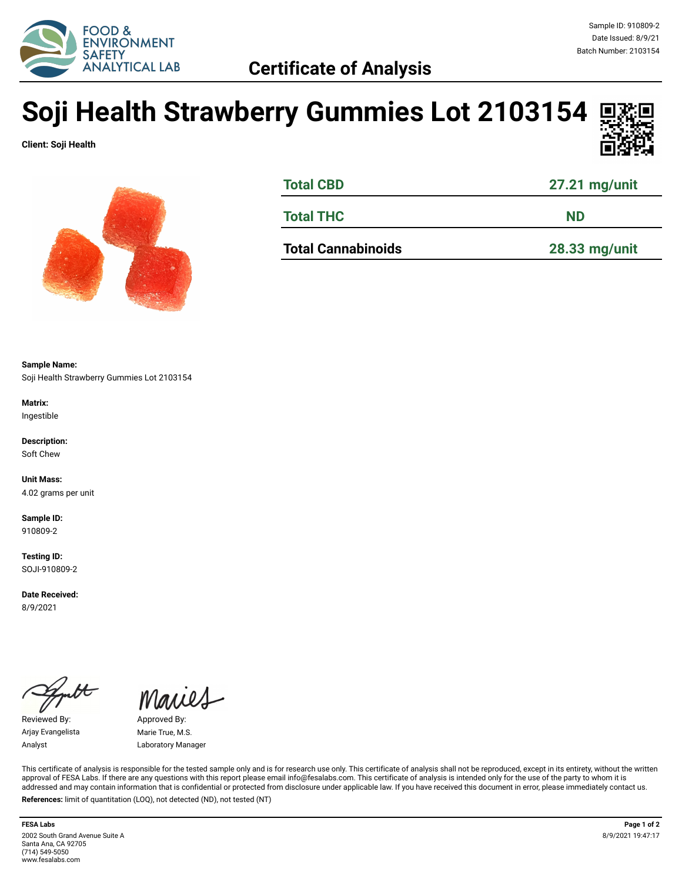FOOD & ENVIRONMENT SAFETY ANALYTICAL LAB

Sample ID: 910809-2
Date Issued: 8/9/21
Batch Number: 2103154

## Certificate of Analysis

# Soji Health Strawberry Gummies Lot 2103154

**Client: Soji Health**

| Total CBD | 27.21 mg/unit |
|---|---|
| Total THC | ND |
| **Total Cannabinoids** | **28.33 mg/unit** |

**Sample Name:**
Soji Health Strawberry Gummies Lot 2103154

**Matrix:**
Ingestible

**Description:**
Soft Chew

**Unit Mass:**
4.02 grams per unit

**Sample ID:**
910809-2

**Testing ID:**
SOJI-910809-2

**Date Received:**
8/9/2021

Reviewed By:
Arjay Evangelista
Analyst

Approved By:
Marie True, M.S.
Laboratory Manager

This certificate of analysis is responsible for the tested sample only and is for research use only. This certificate of analysis shall not be reproduced, except in its entirety, without the written approval of FESA Labs. If there are any questions with this report please email info@fesalabs.com. This certificate of analysis is intended only for the use of the party to whom it is addressed and may contain information that is confidential or protected from disclosure under applicable law. If you have received this document in error, please immediately contact us.

**References:** limit of quantitation (LOQ), not detected (ND), not tested (NT)

**FESA Labs**
2002 South Grand Avenue Suite A
Santa Ana, CA 92705
(714) 549-5050
www.fesalabs.com

8/9/2021 19:47:17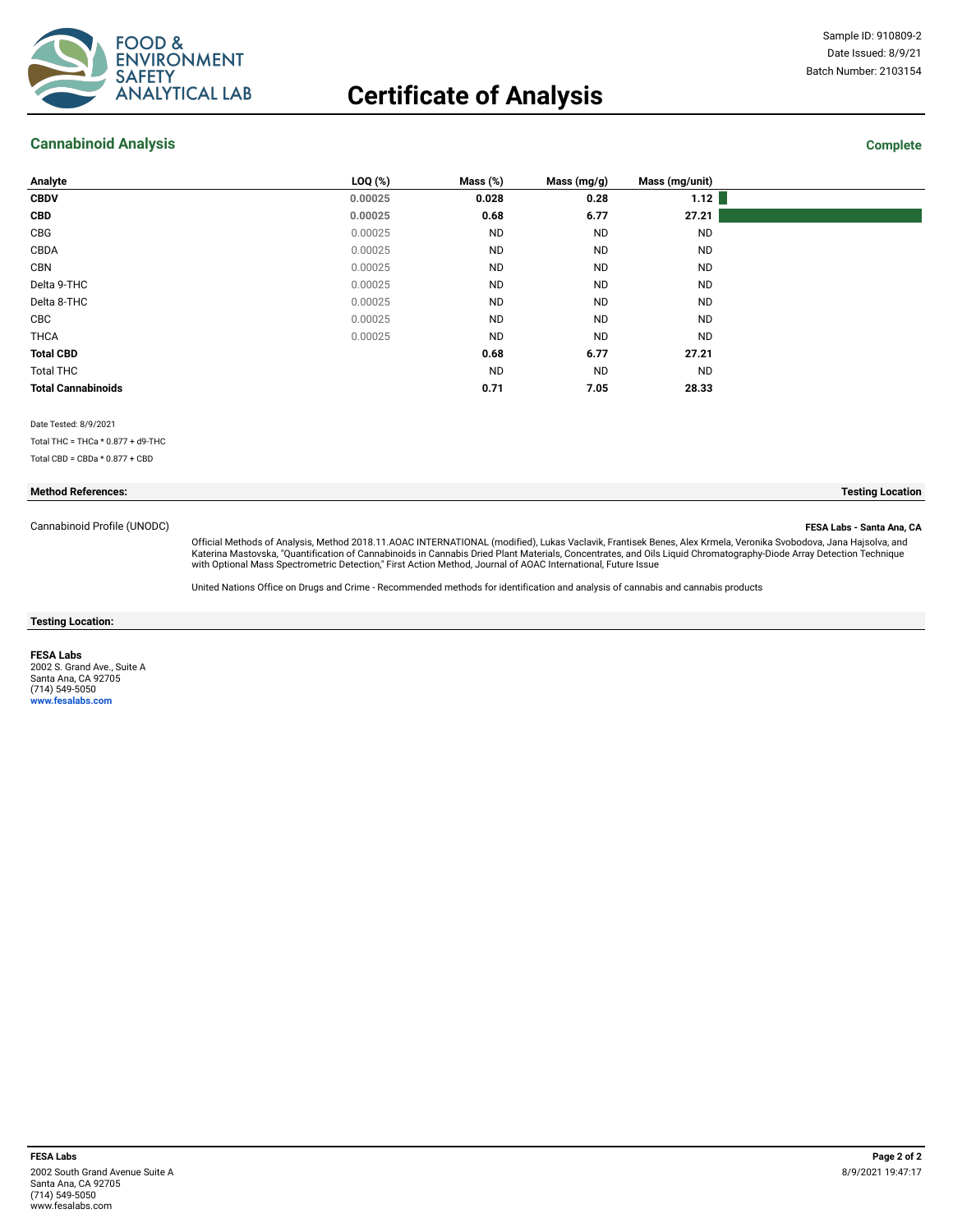Sample ID: 910809-2
Date Issued: 8/9/21
Batch Number: 2103154

# Certificate of Analysis

## Cannabinoid Analysis

**Complete**

| Analyte | LOQ (%) | Mass (%) | Mass (mg/g) | Mass (mg/unit) |
|---|---|---|---|---|
| **CBDV** | 0.00025 | **0.028** | **0.28** | **1.12** |
| **CBD** | 0.00025 | **0.68** | **6.77** | **27.21** |
| CBG | 0.00025 | ND | ND | ND |
| CBDA | 0.00025 | ND | ND | ND |
| CBN | 0.00025 | ND | ND | ND |
| Delta 9-THC | 0.00025 | ND | ND | ND |
| Delta 8-THC | 0.00025 | ND | ND | ND |
| CBC | 0.00025 | ND | ND | ND |
| THCA | 0.00025 | ND | ND | ND |
| **Total CBD** | | **0.68** | **6.77** | **27.21** |
| Total THC | | ND | ND | ND |
| **Total Cannabinoids** | | **0.71** | **7.05** | **28.33** |

Date Tested: 8/9/2021

Total THC = THCa * 0.877 + d9-THC

Total CBD = CBDa * 0.877 + CBD

**Method References:** | **Testing Location**

Cannabinoid Profile (UNODC) — **FESA Labs - Santa Ana, CA**

Official Methods of Analysis, Method 2018.11.AOAC INTERNATIONAL (modified), Lukas Vaclavik, Frantisek Benes, Alex Krmela, Veronika Svobodova, Jana Hajsolva, and Katerina Mastovska, "Quantification of Cannabinoids in Cannabis Dried Plant Materials, Concentrates, and Oils Liquid Chromatography-Diode Array Detection Technique with Optional Mass Spectrometric Detection," First Action Method, Journal of AOAC International, Future Issue

United Nations Office on Drugs and Crime - Recommended methods for identification and analysis of cannabis and cannabis products

**Testing Location:**

**FESA Labs**
2002 S. Grand Ave., Suite A
Santa Ana, CA 92705
(714) 549-5050
**www.fesalabs.com**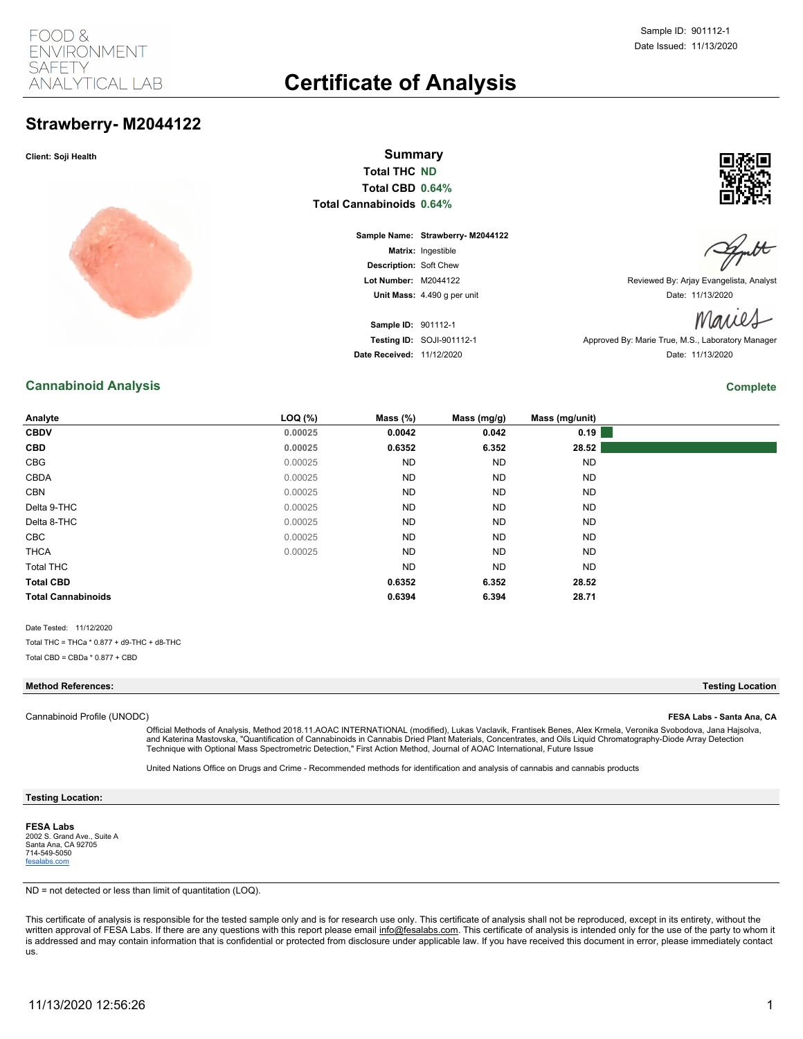FOOD &
ENVIRONMENT
SAFETY
ANALYTICAL LAB

Sample ID: 901112-1
Date Issued: 11/13/2020

# Certificate of Analysis

## Strawberry- M2044122

**Client: Soji Health**

### Summary

**Total THC** **ND**
**Total CBD** **0.64%**
**Total Cannabinoids** **0.64%**

**Sample Name:** Strawberry- M2044122
**Matrix:** Ingestible
**Description:** Soft Chew
**Lot Number:** M2044122
**Unit Mass:** 4.490 g per unit

**Sample ID:** 901112-1
**Testing ID:** SOJI-901112-1
**Date Received:** 11/12/2020

Reviewed By: Arjay Evangelista, Analyst
Date: 11/13/2020

Approved By: Marie True, M.S., Laboratory Manager
Date: 11/13/2020

## Cannabinoid Analysis

**Complete**

| Analyte | LOQ (%) | Mass (%) | Mass (mg/g) | Mass (mg/unit) |
|---|---|---|---|---|
| **CBDV** | **0.00025** | **0.0042** | **0.042** | **0.19** |
| **CBD** | **0.00025** | **0.6352** | **6.352** | **28.52** |
| CBG | 0.00025 | ND | ND | ND |
| CBDA | 0.00025 | ND | ND | ND |
| CBN | 0.00025 | ND | ND | ND |
| Delta 9-THC | 0.00025 | ND | ND | ND |
| Delta 8-THC | 0.00025 | ND | ND | ND |
| CBC | 0.00025 | ND | ND | ND |
| THCA | 0.00025 | ND | ND | ND |
| Total THC | | ND | ND | ND |
| **Total CBD** | | **0.6352** | **6.352** | **28.52** |
| **Total Cannabinoids** | | **0.6394** | **6.394** | **28.71** |

Date Tested: 11/12/2020

Total THC = THCa * 0.877 + d9-THC + d8-THC

Total CBD = CBDa * 0.877 + CBD

**Method References:** **Testing Location**

Cannabinoid Profile (UNODC) **FESA Labs - Santa Ana, CA**

Official Methods of Analysis, Method 2018.11.AOAC INTERNATIONAL (modified), Lukas Vaclavik, Frantisek Benes, Alex Krmela, Veronika Svobodova, Jana Hajsolva, and Katerina Mastovska, "Quantification of Cannabinoids in Cannabis Dried Plant Materials, Concentrates, and Oils Liquid Chromatography-Diode Array Detection Technique with Optional Mass Spectrometric Detection," First Action Method, Journal of AOAC International, Future Issue

United Nations Office on Drugs and Crime - Recommended methods for identification and analysis of cannabis and cannabis products

**Testing Location:**

**FESA Labs**
2002 S. Grand Ave., Suite A
Santa Ana, CA 92705
714-549-5050
fesalabs.com

ND = not detected or less than limit of quantitation (LOQ).

This certificate of analysis is responsible for the tested sample only and is for research use only. This certificate of analysis shall not be reproduced, except in its entirety, without the written approval of FESA Labs. If there are any questions with this report please email info@fesalabs.com. This certificate of analysis is intended only for the use of the party to whom it is addressed and may contain information that is confidential or protected from disclosure under applicable law. If you have received this document in error, please immediately contact us.

11/13/2020 12:56:26